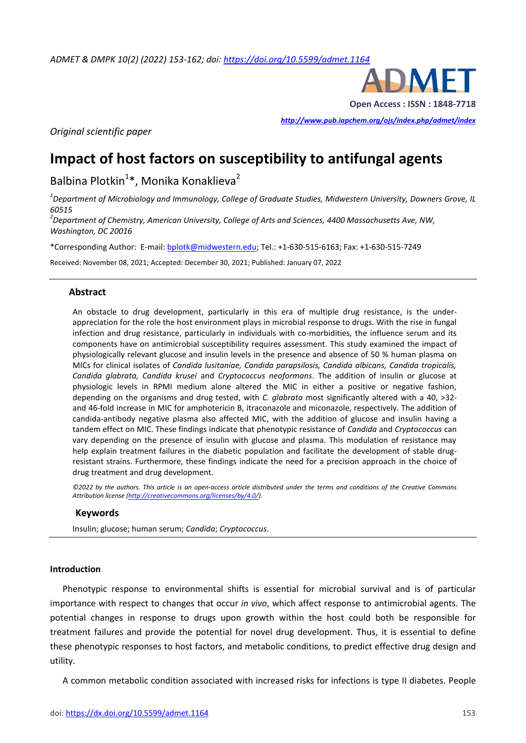Original scientific paper

# Impact of host factors on susceptibility to antifungal agents

Balbina Plotkin[1]*, Monika Konaklieva[2]

[1]*Department of Microbiology and Immunology, College of Graduate Studies, Midwestern University, Downers Grove, IL 60515*

[2]*Department of Chemistry, American University, College of Arts and Sciences, 4400 Massachusetts Ave, NW, Washington, DC 20016*

*Corresponding Author: E-mail: bplotk@midwestern.edu; Tel.: +1-630-515-6163; Fax: +1-630-515-7249

Received: November 08, 2021; Accepted: December 30, 2021; Published: January 07, 2022

## Abstract

An obstacle to drug development, particularly in this era of multiple drug resistance, is the under-appreciation for the role the host environment plays in microbial response to drugs. With the rise in fungal infection and drug resistance, particularly in individuals with co-morbidities, the influence serum and its components have on antimicrobial susceptibility requires assessment. This study examined the impact of physiologically relevant glucose and insulin levels in the presence and absence of 50 % human plasma on MICs for clinical isolates of *Candida lusitaniae, Candida parapsilosis, Candida albicans, Candida tropicalis, Candida glabrata, Candida krusei* and *Cryptococcus neoformans*. The addition of insulin or glucose at physiologic levels in RPMI medium alone altered the MIC in either a positive or negative fashion, depending on the organisms and drug tested, with *C. glabrata* most significantly altered with a 40, >32- and 46-fold increase in MIC for amphotericin B, itraconazole and miconazole, respectively. The addition of candida-antibody negative plasma also affected MIC, with the addition of glucose and insulin having a tandem effect on MIC. These findings indicate that phenotypic resistance of *Candida* and *Cryptococcus* can vary depending on the presence of insulin with glucose and plasma. This modulation of resistance may help explain treatment failures in the diabetic population and facilitate the development of stable drug-resistant strains. Furthermore, these findings indicate the need for a precision approach in the choice of drug treatment and drug development.

*©2022 by the authors. This article is an open-access article distributed under the terms and conditions of the Creative Commons Attribution license (http://creativecommons.org/licenses/by/4.0/).*

## Keywords

Insulin; glucose; human serum; *Candida*; *Cryptococcus*.

## Introduction

Phenotypic response to environmental shifts is essential for microbial survival and is of particular importance with respect to changes that occur *in vivo*, which affect response to antimicrobial agents. The potential changes in response to drugs upon growth within the host could both be responsible for treatment failures and provide the potential for novel drug development. Thus, it is essential to define these phenotypic responses to host factors, and metabolic conditions, to predict effective drug design and utility.

A common metabolic condition associated with increased risks for infections is type II diabetes. People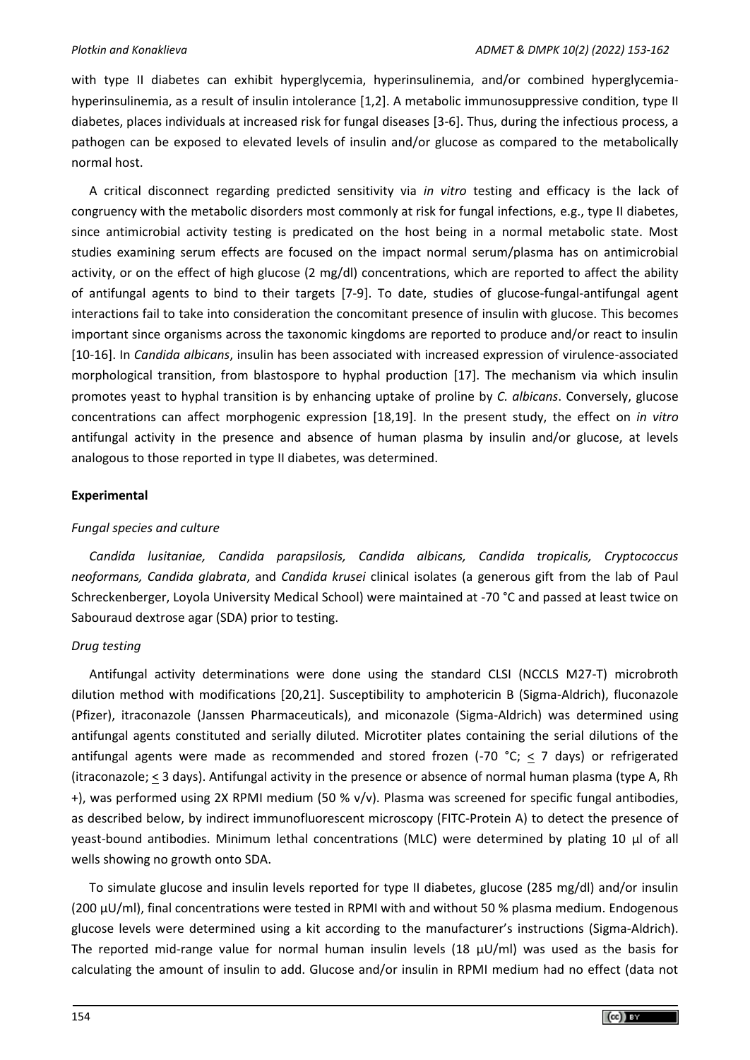with type II diabetes can exhibit hyperglycemia, hyperinsulinemia, and/or combined hyperglycemia-hyperinsulinemia, as a result of insulin intolerance [1,2]. A metabolic immunosuppressive condition, type II diabetes, places individuals at increased risk for fungal diseases [3-6]. Thus, during the infectious process, a pathogen can be exposed to elevated levels of insulin and/or glucose as compared to the metabolically normal host.

A critical disconnect regarding predicted sensitivity via *in vitro* testing and efficacy is the lack of congruency with the metabolic disorders most commonly at risk for fungal infections, e.g., type II diabetes, since antimicrobial activity testing is predicated on the host being in a normal metabolic state. Most studies examining serum effects are focused on the impact normal serum/plasma has on antimicrobial activity, or on the effect of high glucose (2 mg/dl) concentrations, which are reported to affect the ability of antifungal agents to bind to their targets [7-9]. To date, studies of glucose-fungal-antifungal agent interactions fail to take into consideration the concomitant presence of insulin with glucose. This becomes important since organisms across the taxonomic kingdoms are reported to produce and/or react to insulin [10-16]. In *Candida albicans*, insulin has been associated with increased expression of virulence-associated morphological transition, from blastospore to hyphal production [17]. The mechanism via which insulin promotes yeast to hyphal transition is by enhancing uptake of proline by *C. albicans*. Conversely, glucose concentrations can affect morphogenic expression [18,19]. In the present study, the effect on *in vitro* antifungal activity in the presence and absence of human plasma by insulin and/or glucose, at levels analogous to those reported in type II diabetes, was determined.

## Experimental

### *Fungal species and culture*

*Candida lusitaniae, Candida parapsilosis, Candida albicans, Candida tropicalis, Cryptococcus neoformans, Candida glabrata*, and *Candida krusei* clinical isolates (a generous gift from the lab of Paul Schreckenberger, Loyola University Medical School) were maintained at -70 °C and passed at least twice on Sabouraud dextrose agar (SDA) prior to testing.

### *Drug testing*

Antifungal activity determinations were done using the standard CLSI (NCCLS M27-T) microbroth dilution method with modifications [20,21]. Susceptibility to amphotericin B (Sigma-Aldrich), fluconazole (Pfizer), itraconazole (Janssen Pharmaceuticals), and miconazole (Sigma-Aldrich) was determined using antifungal agents constituted and serially diluted. Microtiter plates containing the serial dilutions of the antifungal agents were made as recommended and stored frozen (-70 °C; $\leq$ 7 days) or refrigerated (itraconazole; $\leq$ 3 days). Antifungal activity in the presence or absence of normal human plasma (type A, Rh +), was performed using 2X RPMI medium (50 % v/v). Plasma was screened for specific fungal antibodies, as described below, by indirect immunofluorescent microscopy (FITC-Protein A) to detect the presence of yeast-bound antibodies. Minimum lethal concentrations (MLC) were determined by plating 10 µl of all wells showing no growth onto SDA.

To simulate glucose and insulin levels reported for type II diabetes, glucose (285 mg/dl) and/or insulin (200 µU/ml), final concentrations were tested in RPMI with and without 50 % plasma medium. Endogenous glucose levels were determined using a kit according to the manufacturer's instructions (Sigma-Aldrich). The reported mid-range value for normal human insulin levels (18 µU/ml) was used as the basis for calculating the amount of insulin to add. Glucose and/or insulin in RPMI medium had no effect (data not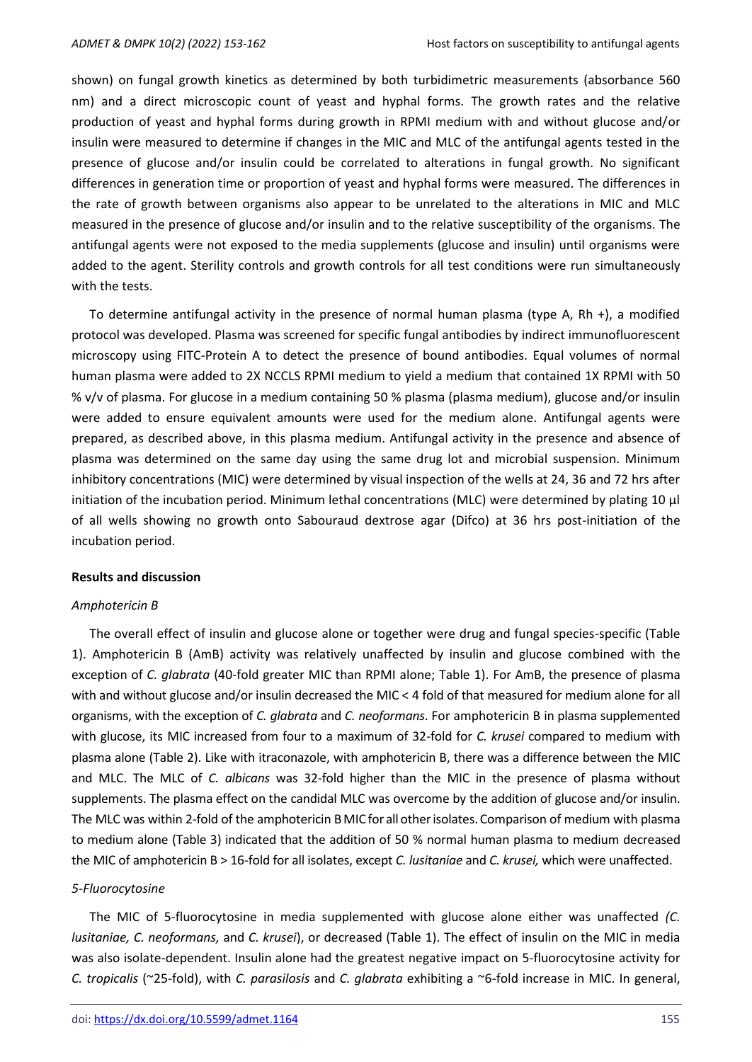shown) on fungal growth kinetics as determined by both turbidimetric measurements (absorbance 560 nm) and a direct microscopic count of yeast and hyphal forms. The growth rates and the relative production of yeast and hyphal forms during growth in RPMI medium with and without glucose and/or insulin were measured to determine if changes in the MIC and MLC of the antifungal agents tested in the presence of glucose and/or insulin could be correlated to alterations in fungal growth. No significant differences in generation time or proportion of yeast and hyphal forms were measured. The differences in the rate of growth between organisms also appear to be unrelated to the alterations in MIC and MLC measured in the presence of glucose and/or insulin and to the relative susceptibility of the organisms. The antifungal agents were not exposed to the media supplements (glucose and insulin) until organisms were added to the agent. Sterility controls and growth controls for all test conditions were run simultaneously with the tests.

To determine antifungal activity in the presence of normal human plasma (type A, Rh +), a modified protocol was developed. Plasma was screened for specific fungal antibodies by indirect immunofluorescent microscopy using FITC-Protein A to detect the presence of bound antibodies. Equal volumes of normal human plasma were added to 2X NCCLS RPMI medium to yield a medium that contained 1X RPMI with 50 % v/v of plasma. For glucose in a medium containing 50 % plasma (plasma medium), glucose and/or insulin were added to ensure equivalent amounts were used for the medium alone. Antifungal agents were prepared, as described above, in this plasma medium. Antifungal activity in the presence and absence of plasma was determined on the same day using the same drug lot and microbial suspension. Minimum inhibitory concentrations (MIC) were determined by visual inspection of the wells at 24, 36 and 72 hrs after initiation of the incubation period. Minimum lethal concentrations (MLC) were determined by plating 10 µl of all wells showing no growth onto Sabouraud dextrose agar (Difco) at 36 hrs post-initiation of the incubation period.

## Results and discussion

### *Amphotericin B*

The overall effect of insulin and glucose alone or together were drug and fungal species-specific (Table 1). Amphotericin B (AmB) activity was relatively unaffected by insulin and glucose combined with the exception of *C. glabrata* (40-fold greater MIC than RPMI alone; Table 1). For AmB, the presence of plasma with and without glucose and/or insulin decreased the MIC < 4 fold of that measured for medium alone for all organisms, with the exception of *C. glabrata* and *C. neoformans*. For amphotericin B in plasma supplemented with glucose, its MIC increased from four to a maximum of 32-fold for *C. krusei* compared to medium with plasma alone (Table 2). Like with itraconazole, with amphotericin B, there was a difference between the MIC and MLC. The MLC of *C. albicans* was 32-fold higher than the MIC in the presence of plasma without supplements. The plasma effect on the candidal MLC was overcome by the addition of glucose and/or insulin. The MLC was within 2-fold of the amphotericin B MIC for all other isolates. Comparison of medium with plasma to medium alone (Table 3) indicated that the addition of 50 % normal human plasma to medium decreased the MIC of amphotericin B > 16-fold for all isolates, except *C. lusitaniae* and *C. krusei,* which were unaffected.

### *5-Fluorocytosine*

The MIC of 5-fluorocytosine in media supplemented with glucose alone either was unaffected *(C. lusitaniae, C. neoformans,* and *C. krusei*), or decreased (Table 1). The effect of insulin on the MIC in media was also isolate-dependent. Insulin alone had the greatest negative impact on 5-fluorocytosine activity for *C. tropicalis* (~25-fold), with *C. parasilosis* and *C. glabrata* exhibiting a ~6-fold increase in MIC. In general,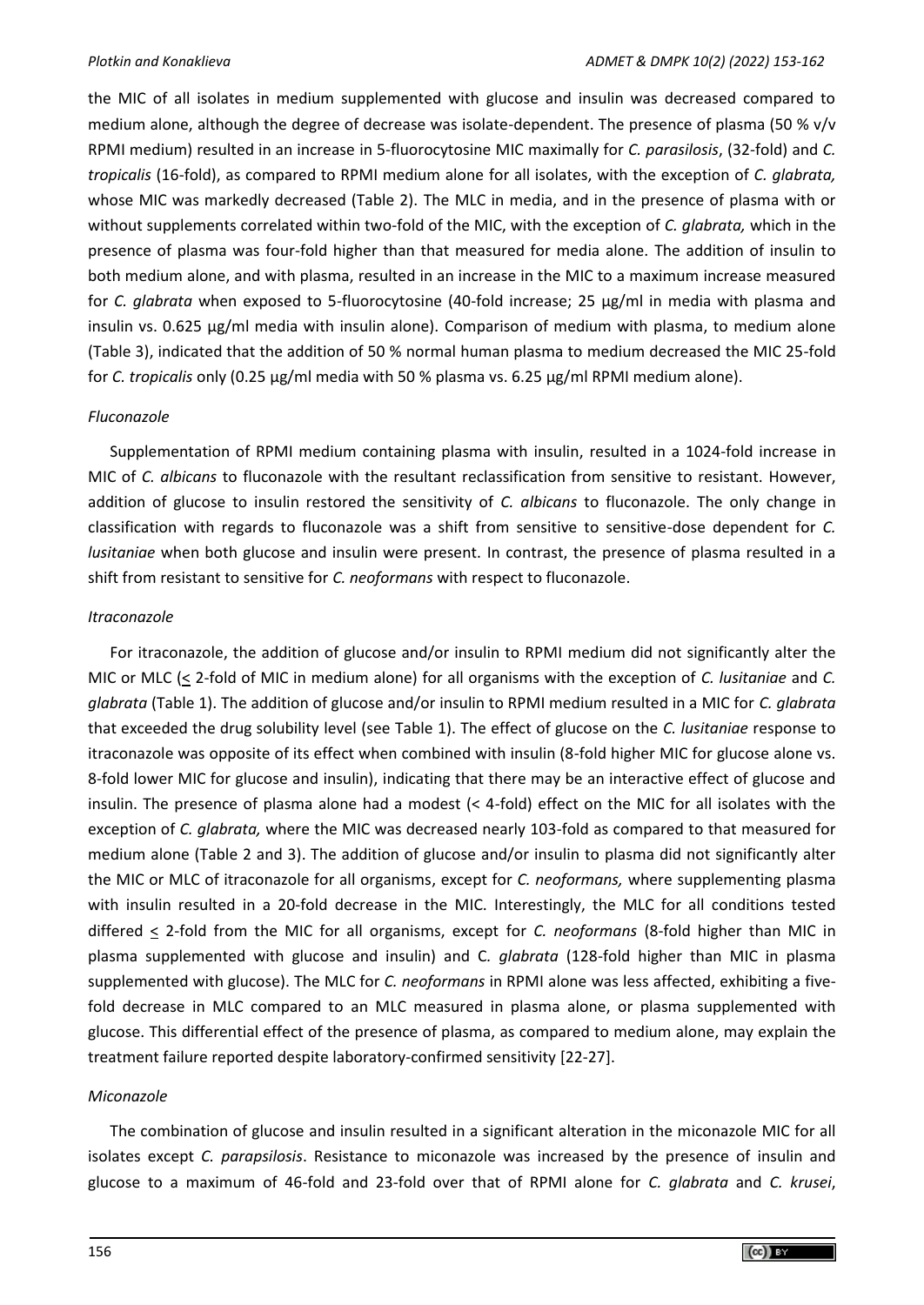the MIC of all isolates in medium supplemented with glucose and insulin was decreased compared to medium alone, although the degree of decrease was isolate-dependent. The presence of plasma (50 % v/v RPMI medium) resulted in an increase in 5-fluorocytosine MIC maximally for *C. parasilosis*, (32-fold) and *C. tropicalis* (16-fold), as compared to RPMI medium alone for all isolates, with the exception of *C. glabrata,* whose MIC was markedly decreased (Table 2). The MLC in media, and in the presence of plasma with or without supplements correlated within two-fold of the MIC, with the exception of *C. glabrata,* which in the presence of plasma was four-fold higher than that measured for media alone. The addition of insulin to both medium alone, and with plasma, resulted in an increase in the MIC to a maximum increase measured for *C. glabrata* when exposed to 5-fluorocytosine (40-fold increase; 25 µg/ml in media with plasma and insulin vs. 0.625 µg/ml media with insulin alone). Comparison of medium with plasma, to medium alone (Table 3), indicated that the addition of 50 % normal human plasma to medium decreased the MIC 25-fold for *C. tropicalis* only (0.25 µg/ml media with 50 % plasma vs. 6.25 µg/ml RPMI medium alone).

*Fluconazole*

Supplementation of RPMI medium containing plasma with insulin, resulted in a 1024-fold increase in MIC of *C. albicans* to fluconazole with the resultant reclassification from sensitive to resistant. However, addition of glucose to insulin restored the sensitivity of *C. albicans* to fluconazole. The only change in classification with regards to fluconazole was a shift from sensitive to sensitive-dose dependent for *C. lusitaniae* when both glucose and insulin were present. In contrast, the presence of plasma resulted in a shift from resistant to sensitive for *C. neoformans* with respect to fluconazole.

*Itraconazole*

For itraconazole, the addition of glucose and/or insulin to RPMI medium did not significantly alter the MIC or MLC ($\leq$ 2-fold of MIC in medium alone) for all organisms with the exception of *C. lusitaniae* and *C. glabrata* (Table 1). The addition of glucose and/or insulin to RPMI medium resulted in a MIC for *C. glabrata* that exceeded the drug solubility level (see Table 1). The effect of glucose on the *C. lusitaniae* response to itraconazole was opposite of its effect when combined with insulin (8-fold higher MIC for glucose alone vs. 8-fold lower MIC for glucose and insulin), indicating that there may be an interactive effect of glucose and insulin. The presence of plasma alone had a modest (< 4-fold) effect on the MIC for all isolates with the exception of *C. glabrata,* where the MIC was decreased nearly 103-fold as compared to that measured for medium alone (Table 2 and 3). The addition of glucose and/or insulin to plasma did not significantly alter the MIC or MLC of itraconazole for all organisms, except for *C. neoformans,* where supplementing plasma with insulin resulted in a 20-fold decrease in the MIC. Interestingly, the MLC for all conditions tested differed $\leq$ 2-fold from the MIC for all organisms, except for *C. neoformans* (8-fold higher than MIC in plasma supplemented with glucose and insulin) and C*. glabrata* (128-fold higher than MIC in plasma supplemented with glucose). The MLC for *C. neoformans* in RPMI alone was less affected, exhibiting a five-fold decrease in MLC compared to an MLC measured in plasma alone, or plasma supplemented with glucose. This differential effect of the presence of plasma, as compared to medium alone, may explain the treatment failure reported despite laboratory-confirmed sensitivity [22-27].

*Miconazole*

The combination of glucose and insulin resulted in a significant alteration in the miconazole MIC for all isolates except *C. parapsilosis*. Resistance to miconazole was increased by the presence of insulin and glucose to a maximum of 46-fold and 23-fold over that of RPMI alone for *C. glabrata* and *C. krusei*,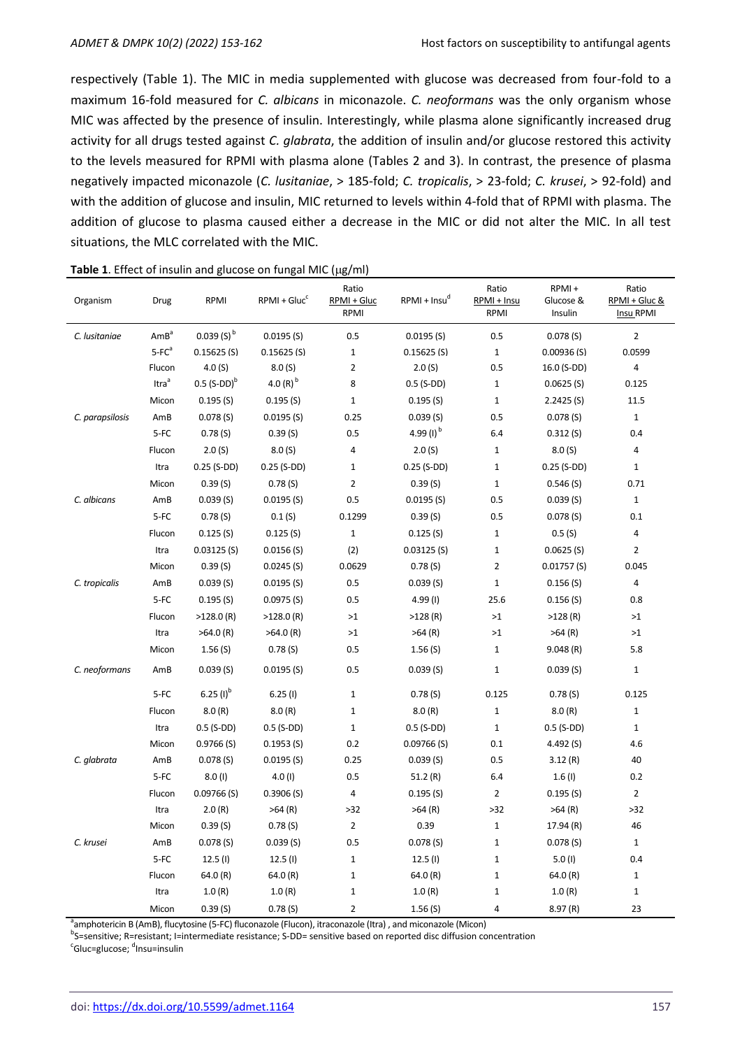respectively (Table 1). The MIC in media supplemented with glucose was decreased from four-fold to a maximum 16-fold measured for *C. albicans* in miconazole. *C. neoformans* was the only organism whose MIC was affected by the presence of insulin. Interestingly, while plasma alone significantly increased drug activity for all drugs tested against *C. glabrata*, the addition of insulin and/or glucose restored this activity to the levels measured for RPMI with plasma alone (Tables 2 and 3). In contrast, the presence of plasma negatively impacted miconazole (*C. lusitaniae*, > 185-fold; *C. tropicalis*, > 23-fold; *C. krusei*, > 92-fold) and with the addition of glucose and insulin, MIC returned to levels within 4-fold that of RPMI with plasma. The addition of glucose to plasma caused either a decrease in the MIC or did not alter the MIC. In all test situations, the MLC correlated with the MIC.

**Table 1**. Effect of insulin and glucose on fungal MIC (μg/ml)

| Organism | Drug | RPMI | RPMI + Gluc[c] | Ratio RPMI + Gluc / RPMI | RPMI + Insu[d] | Ratio RPMI + Insu / RPMI | RPMI + Glucose & Insulin | Ratio RPMI + Gluc & Insu / RPMI |
|---|---|---|---|---|---|---|---|---|
| *C. lusitaniae* | AmB[a] | 0.039 (S)[b] | 0.0195 (S) | 0.5 | 0.0195 (S) | 0.5 | 0.078 (S) | 2 |
| | 5-FC[a] | 0.15625 (S) | 0.15625 (S) | 1 | 0.15625 (S) | 1 | 0.00936 (S) | 0.0599 |
| | Flucon | 4.0 (S) | 8.0 (S) | 2 | 2.0 (S) | 0.5 | 16.0 (S-DD) | 4 |
| | Itra[a] | 0.5 (S-DD)[b] | 4.0 (R)[b] | 8 | 0.5 (S-DD) | 1 | 0.0625 (S) | 0.125 |
| | Micon | 0.195 (S) | 0.195 (S) | 1 | 0.195 (S) | 1 | 2.2425 (S) | 11.5 |
| *C. parapsilosis* | AmB | 0.078 (S) | 0.0195 (S) | 0.25 | 0.039 (S) | 0.5 | 0.078 (S) | 1 |
| | 5-FC | 0.78 (S) | 0.39 (S) | 0.5 | 4.99 (I)[b] | 6.4 | 0.312 (S) | 0.4 |
| | Flucon | 2.0 (S) | 8.0 (S) | 4 | 2.0 (S) | 1 | 8.0 (S) | 4 |
| | Itra | 0.25 (S-DD) | 0.25 (S-DD) | 1 | 0.25 (S-DD) | 1 | 0.25 (S-DD) | 1 |
| | Micon | 0.39 (S) | 0.78 (S) | 2 | 0.39 (S) | 1 | 0.546 (S) | 0.71 |
| *C. albicans* | AmB | 0.039 (S) | 0.0195 (S) | 0.5 | 0.0195 (S) | 0.5 | 0.039 (S) | 1 |
| | 5-FC | 0.78 (S) | 0.1 (S) | 0.1299 | 0.39 (S) | 0.5 | 0.078 (S) | 0.1 |
| | Flucon | 0.125 (S) | 0.125 (S) | 1 | 0.125 (S) | 1 | 0.5 (S) | 4 |
| | Itra | 0.03125 (S) | 0.0156 (S) | (2) | 0.03125 (S) | 1 | 0.0625 (S) | 2 |
| | Micon | 0.39 (S) | 0.0245 (S) | 0.0629 | 0.78 (S) | 2 | 0.01757 (S) | 0.045 |
| *C. tropicalis* | AmB | 0.039 (S) | 0.0195 (S) | 0.5 | 0.039 (S) | 1 | 0.156 (S) | 4 |
| | 5-FC | 0.195 (S) | 0.0975 (S) | 0.5 | 4.99 (I) | 25.6 | 0.156 (S) | 0.8 |
| | Flucon | >128.0 (R) | >128.0 (R) | >1 | >128 (R) | >1 | >128 (R) | >1 |
| | Itra | >64.0 (R) | >64.0 (R) | >1 | >64 (R) | >1 | >64 (R) | >1 |
| | Micon | 1.56 (S) | 0.78 (S) | 0.5 | 1.56 (S) | 1 | 9.048 (R) | 5.8 |
| *C. neoformans* | AmB | 0.039 (S) | 0.0195 (S) | 0.5 | 0.039 (S) | 1 | 0.039 (S) | 1 |
| | 5-FC | 6.25 (I)[b] | 6.25 (I) | 1 | 0.78 (S) | 0.125 | 0.78 (S) | 0.125 |
| | Flucon | 8.0 (R) | 8.0 (R) | 1 | 8.0 (R) | 1 | 8.0 (R) | 1 |
| | Itra | 0.5 (S-DD) | 0.5 (S-DD) | 1 | 0.5 (S-DD) | 1 | 0.5 (S-DD) | 1 |
| | Micon | 0.9766 (S) | 0.1953 (S) | 0.2 | 0.09766 (S) | 0.1 | 4.492 (S) | 4.6 |
| *C. glabrata* | AmB | 0.078 (S) | 0.0195 (S) | 0.25 | 0.039 (S) | 0.5 | 3.12 (R) | 40 |
| | 5-FC | 8.0 (I) | 4.0 (I) | 0.5 | 51.2 (R) | 6.4 | 1.6 (I) | 0.2 |
| | Flucon | 0.09766 (S) | 0.3906 (S) | 4 | 0.195 (S) | 2 | 0.195 (S) | 2 |
| | Itra | 2.0 (R) | >64 (R) | >32 | >64 (R) | >32 | >64 (R) | >32 |
| | Micon | 0.39 (S) | 0.78 (S) | 2 | 0.39 | 1 | 17.94 (R) | 46 |
| *C. krusei* | AmB | 0.078 (S) | 0.039 (S) | 0.5 | 0.078 (S) | 1 | 0.078 (S) | 1 |
| | 5-FC | 12.5 (I) | 12.5 (I) | 1 | 12.5 (I) | 1 | 5.0 (I) | 0.4 |
| | Flucon | 64.0 (R) | 64.0 (R) | 1 | 64.0 (R) | 1 | 64.0 (R) | 1 |
| | Itra | 1.0 (R) | 1.0 (R) | 1 | 1.0 (R) | 1 | 1.0 (R) | 1 |
| | Micon | 0.39 (S) | 0.78 (S) | 2 | 1.56 (S) | 4 | 8.97 (R) | 23 |

[a]amphotericin B (AmB), flucytosine (5-FC) fluconazole (Flucon), itraconazole (Itra) , and miconazole (Micon)
[b]S=sensitive; R=resistant; I=intermediate resistance; S-DD= sensitive based on reported disc diffusion concentration
[c]Gluc=glucose; [d]Insu=insulin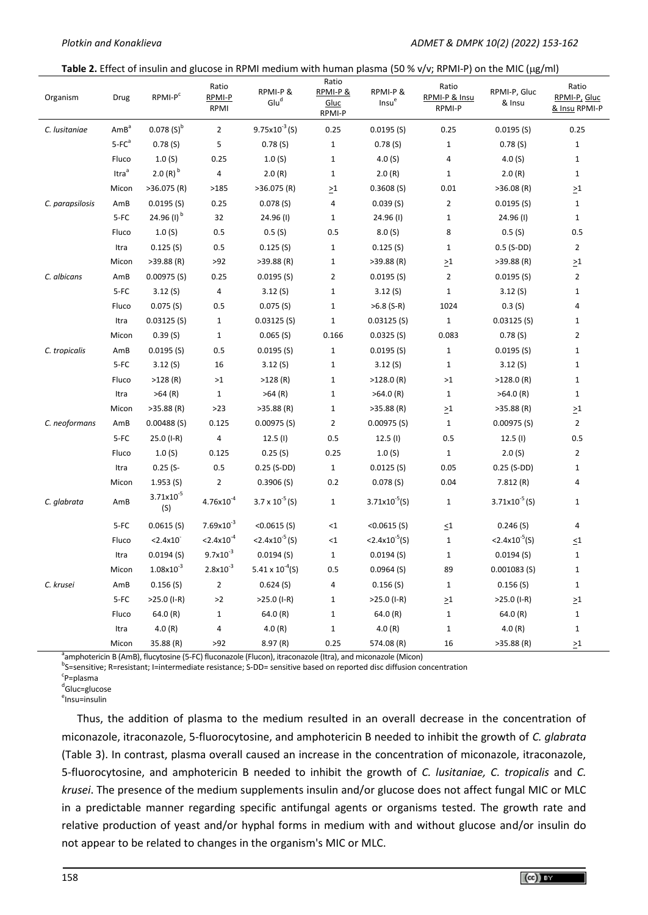**Table 2.** Effect of insulin and glucose in RPMI medium with human plasma (50 % v/v; RPMI-P) on the MIC (μg/ml)

| Organism | Drug | RPMI-P[c] | Ratio RPMI-P RPMI | RPMI-P & Glu[d] | Ratio RPMI-P & Gluc RPMI-P | RPMI-P & Insu[e] | Ratio RPMI-P & Insu RPMI-P | RPMI-P, Gluc & Insu | Ratio RPMI-P, Gluc & Insu RPMI-P |
|---|---|---|---|---|---|---|---|---|---|
| *C. lusitaniae* | AmB[a] | 0.078 (S)[b] | 2 | $9.75x10^{-3}$ (S) | 0.25 | 0.0195 (S) | 0.25 | 0.0195 (S) | 0.25 |
| | 5-FC[a] | 0.78 (S) | 5 | 0.78 (S) | 1 | 0.78 (S) | 1 | 0.78 (S) | 1 |
| | Fluco | 1.0 (S) | 0.25 | 1.0 (S) | 1 | 4.0 (S) | 4 | 4.0 (S) | 1 |
| | Itra[a] | 2.0 (R)[b] | 4 | 2.0 (R) | 1 | 2.0 (R) | 1 | 2.0 (R) | 1 |
| | Micon | >36.075 (R) | >185 | >36.075 (R) | >1 | 0.3608 (S) | 0.01 | >36.08 (R) | >1 |
| *C. parapsilosis* | AmB | 0.0195 (S) | 0.25 | 0.078 (S) | 4 | 0.039 (S) | 2 | 0.0195 (S) | 1 |
| | 5-FC | 24.96 (I)[b] | 32 | 24.96 (I) | 1 | 24.96 (I) | 1 | 24.96 (I) | 1 |
| | Fluco | 1.0 (S) | 0.5 | 0.5 (S) | 0.5 | 8.0 (S) | 8 | 0.5 (S) | 0.5 |
| | Itra | 0.125 (S) | 0.5 | 0.125 (S) | 1 | 0.125 (S) | 1 | 0.5 (S-DD) | 2 |
| | Micon | >39.88 (R) | >92 | >39.88 (R) | 1 | >39.88 (R) | >1 | >39.88 (R) | >1 |
| *C. albicans* | AmB | 0.00975 (S) | 0.25 | 0.0195 (S) | 2 | 0.0195 (S) | 2 | 0.0195 (S) | 2 |
| | 5-FC | 3.12 (S) | 4 | 3.12 (S) | 1 | 3.12 (S) | 1 | 3.12 (S) | 1 |
| | Fluco | 0.075 (S) | 0.5 | 0.075 (S) | 1 | >6.8 (S-R) | 1024 | 0.3 (S) | 4 |
| | Itra | 0.03125 (S) | 1 | 0.03125 (S) | 1 | 0.03125 (S) | 1 | 0.03125 (S) | 1 |
| | Micon | 0.39 (S) | 1 | 0.065 (S) | 0.166 | 0.0325 (S) | 0.083 | 0.78 (S) | 2 |
| *C. tropicalis* | AmB | 0.0195 (S) | 0.5 | 0.0195 (S) | 1 | 0.0195 (S) | 1 | 0.0195 (S) | 1 |
| | 5-FC | 3.12 (S) | 16 | 3.12 (S) | 1 | 3.12 (S) | 1 | 3.12 (S) | 1 |
| | Fluco | >128 (R) | >1 | >128 (R) | 1 | >128.0 (R) | >1 | >128.0 (R) | 1 |
| | Itra | >64 (R) | 1 | >64 (R) | 1 | >64.0 (R) | 1 | >64.0 (R) | 1 |
| | Micon | >35.88 (R) | >23 | >35.88 (R) | 1 | >35.88 (R) | >1 | >35.88 (R) | >1 |
| *C. neoformans* | AmB | 0.00488 (S) | 0.125 | 0.00975 (S) | 2 | 0.00975 (S) | 1 | 0.00975 (S) | 2 |
| | 5-FC | 25.0 (I-R) | 4 | 12.5 (I) | 0.5 | 12.5 (I) | 0.5 | 12.5 (I) | 0.5 |
| | Fluco | 1.0 (S) | 0.125 | 0.25 (S) | 0.25 | 1.0 (S) | 1 | 2.0 (S) | 2 |
| | Itra | 0.25 (S- | 0.5 | 0.25 (S-DD) | 1 | 0.0125 (S) | 0.05 | 0.25 (S-DD) | 1 |
| | Micon | 1.953 (S) | 2 | 0.3906 (S) | 0.2 | 0.078 (S) | 0.04 | 7.812 (R) | 4 |
| *C. glabrata* | AmB | $3.71x10^{-5}$ (S) | $4.76x10^{-4}$ | $3.7 \times 10^{-5}$ (S) | 1 | $3.71x10^{-5}$(S) | 1 | $3.71x10^{-5}$ (S) | 1 |
| | 5-FC | 0.0615 (S) | $7.69x10^{-3}$ | <0.0615 (S) | <1 | <0.0615 (S) | <1 | 0.246 (S) | 4 |
| | Fluco | <2.4x10[-] | $<2.4x10^{-4}$ | $<2.4x10^{-5}$ (S) | <1 | $<2.4x10^{-5}$(S) | 1 | $<2.4x10^{-5}$(S) | <1 |
| | Itra | 0.0194 (S) | $9.7x10^{-3}$ | 0.0194 (S) | 1 | 0.0194 (S) | 1 | 0.0194 (S) | 1 |
| | Micon | $1.08x10^{-3}$ | $2.8x10^{-3}$ | $5.41 \times 10^{-4}$(S) | 0.5 | 0.0964 (S) | 89 | 0.001083 (S) | 1 |
| *C. krusei* | AmB | 0.156 (S) | 2 | 0.624 (S) | 4 | 0.156 (S) | 1 | 0.156 (S) | 1 |
| | 5-FC | >25.0 (I-R) | >2 | >25.0 (I-R) | 1 | >25.0 (I-R) | >1 | >25.0 (I-R) | >1 |
| | Fluco | 64.0 (R) | 1 | 64.0 (R) | 1 | 64.0 (R) | 1 | 64.0 (R) | 1 |
| | Itra | 4.0 (R) | 4 | 4.0 (R) | 1 | 4.0 (R) | 1 | 4.0 (R) | 1 |
| | Micon | 35.88 (R) | >92 | 8.97 (R) | 0.25 | 574.08 (R) | 16 | >35.88 (R) | >1 |

[a]amphotericin B (AmB), flucytosine (5-FC) fluconazole (Flucon), itraconazole (Itra), and miconazole (Micon)
[b]S=sensitive; R=resistant; I=intermediate resistance; S-DD= sensitive based on reported disc diffusion concentration
[c]P=plasma
[d]Gluc=glucose
[e]Insu=insulin

Thus, the addition of plasma to the medium resulted in an overall decrease in the concentration of miconazole, itraconazole, 5-fluorocytosine, and amphotericin B needed to inhibit the growth of *C. glabrata* (Table 3). In contrast, plasma overall caused an increase in the concentration of miconazole, itraconazole, 5-fluorocytosine, and amphotericin B needed to inhibit the growth of *C. lusitaniae, C. tropicalis* and *C. krusei*. The presence of the medium supplements insulin and/or glucose does not affect fungal MIC or MLC in a predictable manner regarding specific antifungal agents or organisms tested. The growth rate and relative production of yeast and/or hyphal forms in medium with and without glucose and/or insulin do not appear to be related to changes in the organism's MIC or MLC.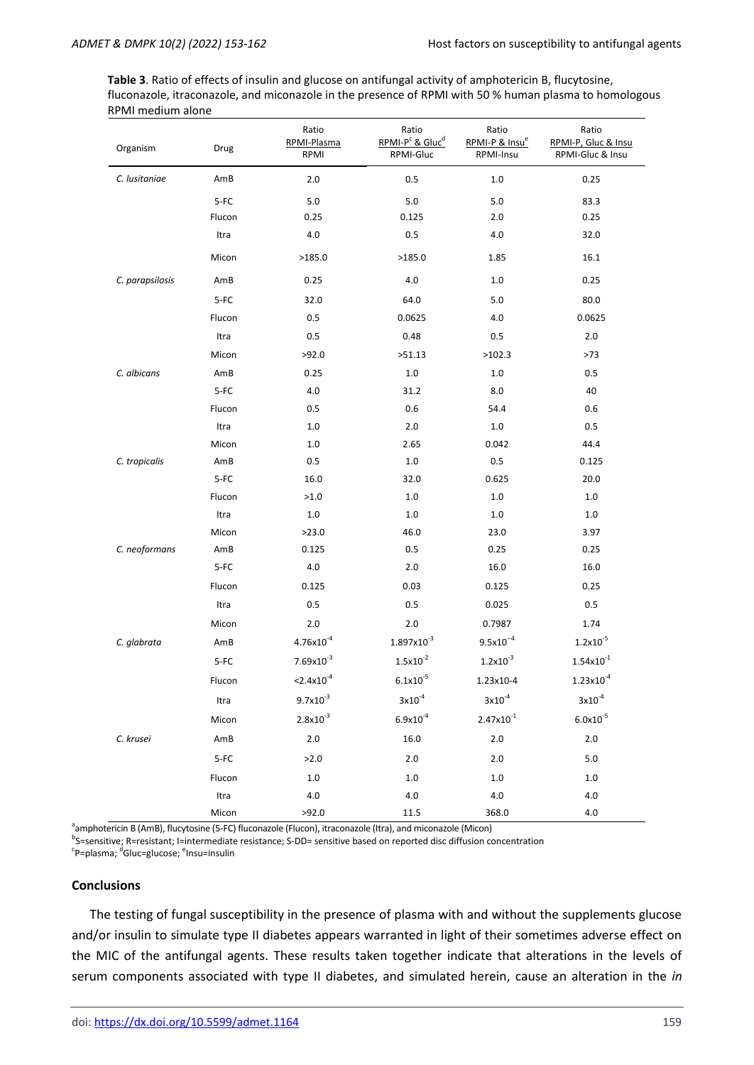**Table 3**. Ratio of effects of insulin and glucose on antifungal activity of amphotericin B, flucytosine, fluconazole, itraconazole, and miconazole in the presence of RPMI with 50 % human plasma to homologous RPMI medium alone

| Organism | Drug | Ratio RPMI-Plasma / RPMI | Ratio RPMI-P[c] & Gluc[d] / RPMI-Gluc | Ratio RPMI-P & Insu[e] / RPMI-Insu | Ratio RPMI-P, Gluc & Insu / RPMI-Gluc & Insu |
|---|---|---|---|---|---|
| *C. lusitaniae* | AmB | 2.0 | 0.5 | 1.0 | 0.25 |
| | 5-FC | 5.0 | 5.0 | 5.0 | 83.3 |
| | Flucon | 0.25 | 0.125 | 2.0 | 0.25 |
| | Itra | 4.0 | 0.5 | 4.0 | 32.0 |
| | Micon | >185.0 | >185.0 | 1.85 | 16.1 |
| *C. parapsilosis* | AmB | 0.25 | 4.0 | 1.0 | 0.25 |
| | 5-FC | 32.0 | 64.0 | 5.0 | 80.0 |
| | Flucon | 0.5 | 0.0625 | 4.0 | 0.0625 |
| | Itra | 0.5 | 0.48 | 0.5 | 2.0 |
| | Micon | >92.0 | >51.13 | >102.3 | >73 |
| *C. albicans* | AmB | 0.25 | 1.0 | 1.0 | 0.5 |
| | 5-FC | 4.0 | 31.2 | 8.0 | 40 |
| | Flucon | 0.5 | 0.6 | 54.4 | 0.6 |
| | Itra | 1.0 | 2.0 | 1.0 | 0.5 |
| | Micon | 1.0 | 2.65 | 0.042 | 44.4 |
| *C. tropicalis* | AmB | 0.5 | 1.0 | 0.5 | 0.125 |
| | 5-FC | 16.0 | 32.0 | 0.625 | 20.0 |
| | Flucon | >1.0 | 1.0 | 1.0 | 1.0 |
| | Itra | 1.0 | 1.0 | 1.0 | 1.0 |
| | Micon | >23.0 | 46.0 | 23.0 | 3.97 |
| *C. neoformans* | AmB | 0.125 | 0.5 | 0.25 | 0.25 |
| | 5-FC | 4.0 | 2.0 | 16.0 | 16.0 |
| | Flucon | 0.125 | 0.03 | 0.125 | 0.25 |
| | Itra | 0.5 | 0.5 | 0.025 | 0.5 |
| | Micon | 2.0 | 2.0 | 0.7987 | 1.74 |
| *C. glabrata* | AmB | $4.76 \times 10^{-4}$ | $1.897 \times 10^{-3}$ | $9.5 \times 10^{-4}$ | $1.2 \times 10^{-5}$ |
| | 5-FC | $7.69 \times 10^{-3}$ | $1.5 \times 10^{-2}$ | $1.2 \times 10^{-3}$ | $1.54 \times 10^{-1}$ |
| | Flucon | $<2.4 \times 10^{-4}$ | $6.1 \times 10^{-5}$ | 1.23x10-4 | $1.23 \times 10^{-4}$ |
| | Itra | $9.7 \times 10^{-3}$ | $3 \times 10^{-4}$ | $3 \times 10^{-4}$ | $3 \times 10^{-4}$ |
| | Micon | $2.8 \times 10^{-3}$ | $6.9 \times 10^{-4}$ | $2.47 \times 10^{-1}$ | $6.0 \times 10^{-5}$ |
| *C. krusei* | AmB | 2.0 | 16.0 | 2.0 | 2.0 |
| | 5-FC | >2.0 | 2.0 | 2.0 | 5.0 |
| | Flucon | 1.0 | 1.0 | 1.0 | 1.0 |
| | Itra | 4.0 | 4.0 | 4.0 | 4.0 |
| | Micon | >92.0 | 11.5 | 368.0 | 4.0 |

[a]amphotericin B (AmB), flucytosine (5-FC) fluconazole (Flucon), itraconazole (Itra), and miconazole (Micon)
[b]S=sensitive; R=resistant; I=intermediate resistance; S-DD= sensitive based on reported disc diffusion concentration
[c]P=plasma; [d]Gluc=glucose; [e]Insu=insulin

## Conclusions

The testing of fungal susceptibility in the presence of plasma with and without the supplements glucose and/or insulin to simulate type II diabetes appears warranted in light of their sometimes adverse effect on the MIC of the antifungal agents. These results taken together indicate that alterations in the levels of serum components associated with type II diabetes, and simulated herein, cause an alteration in the *in*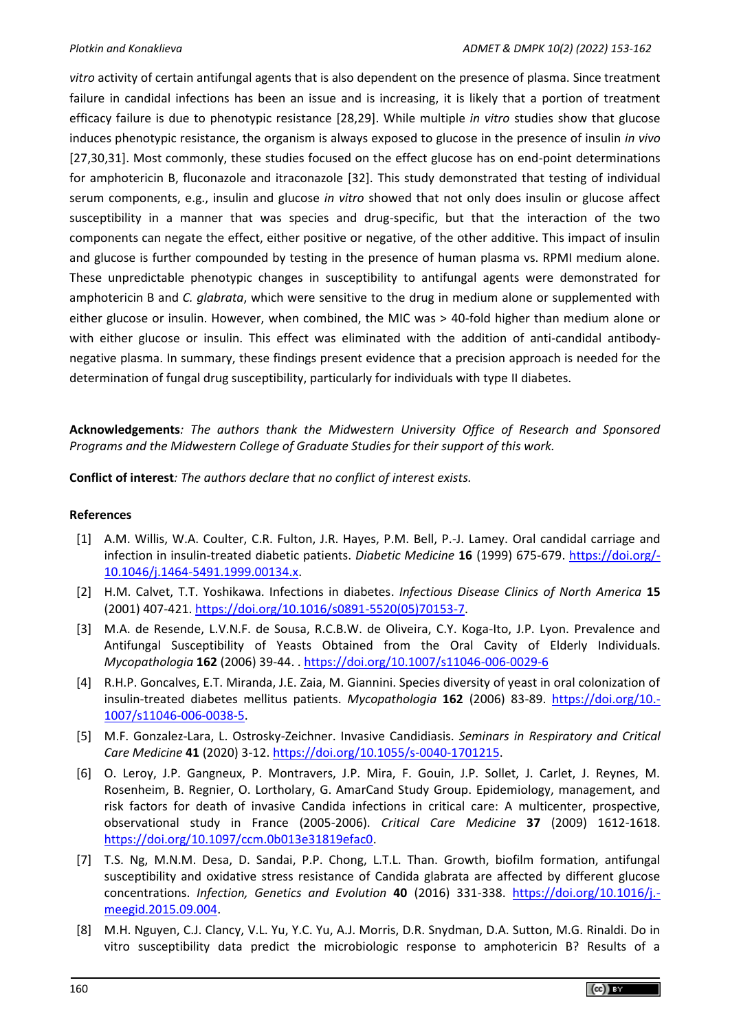*vitro* activity of certain antifungal agents that is also dependent on the presence of plasma. Since treatment failure in candidal infections has been an issue and is increasing, it is likely that a portion of treatment efficacy failure is due to phenotypic resistance [28,29]. While multiple *in vitro* studies show that glucose induces phenotypic resistance, the organism is always exposed to glucose in the presence of insulin *in vivo* [27,30,31]. Most commonly, these studies focused on the effect glucose has on end-point determinations for amphotericin B, fluconazole and itraconazole [32]. This study demonstrated that testing of individual serum components, e.g., insulin and glucose *in vitro* showed that not only does insulin or glucose affect susceptibility in a manner that was species and drug-specific, but that the interaction of the two components can negate the effect, either positive or negative, of the other additive. This impact of insulin and glucose is further compounded by testing in the presence of human plasma vs. RPMI medium alone. These unpredictable phenotypic changes in susceptibility to antifungal agents were demonstrated for amphotericin B and *C. glabrata*, which were sensitive to the drug in medium alone or supplemented with either glucose or insulin. However, when combined, the MIC was > 40-fold higher than medium alone or with either glucose or insulin. This effect was eliminated with the addition of anti-candidal antibody-negative plasma. In summary, these findings present evidence that a precision approach is needed for the determination of fungal drug susceptibility, particularly for individuals with type II diabetes.

**Acknowledgements***: The authors thank the Midwestern University Office of Research and Sponsored Programs and the Midwestern College of Graduate Studies for their support of this work.*

**Conflict of interest***: The authors declare that no conflict of interest exists.*

## References

[1] A.M. Willis, W.A. Coulter, C.R. Fulton, J.R. Hayes, P.M. Bell, P.-J. Lamey. Oral candidal carriage and infection in insulin-treated diabetic patients. *Diabetic Medicine* **16** (1999) 675-679. https://doi.org/10.1046/j.1464-5491.1999.00134.x.

[2] H.M. Calvet, T.T. Yoshikawa. Infections in diabetes. *Infectious Disease Clinics of North America* **15** (2001) 407-421. https://doi.org/10.1016/s0891-5520(05)70153-7.

[3] M.A. de Resende, L.V.N.F. de Sousa, R.C.B.W. de Oliveira, C.Y. Koga-Ito, J.P. Lyon. Prevalence and Antifungal Susceptibility of Yeasts Obtained from the Oral Cavity of Elderly Individuals. *Mycopathologia* **162** (2006) 39-44. . https://doi.org/10.1007/s11046-006-0029-6

[4] R.H.P. Goncalves, E.T. Miranda, J.E. Zaia, M. Giannini. Species diversity of yeast in oral colonization of insulin-treated diabetes mellitus patients. *Mycopathologia* **162** (2006) 83-89. https://doi.org/10.1007/s11046-006-0038-5.

[5] M.F. Gonzalez-Lara, L. Ostrosky-Zeichner. Invasive Candidiasis. *Seminars in Respiratory and Critical Care Medicine* **41** (2020) 3-12. https://doi.org/10.1055/s-0040-1701215.

[6] O. Leroy, J.P. Gangneux, P. Montravers, J.P. Mira, F. Gouin, J.P. Sollet, J. Carlet, J. Reynes, M. Rosenheim, B. Regnier, O. Lortholary, G. AmarCand Study Group. Epidemiology, management, and risk factors for death of invasive Candida infections in critical care: A multicenter, prospective, observational study in France (2005-2006). *Critical Care Medicine* **37** (2009) 1612-1618. https://doi.org/10.1097/ccm.0b013e31819efac0.

[7] T.S. Ng, M.N.M. Desa, D. Sandai, P.P. Chong, L.T.L. Than. Growth, biofilm formation, antifungal susceptibility and oxidative stress resistance of Candida glabrata are affected by different glucose concentrations. *Infection, Genetics and Evolution* **40** (2016) 331-338. https://doi.org/10.1016/j.meegid.2015.09.004.

[8] M.H. Nguyen, C.J. Clancy, V.L. Yu, Y.C. Yu, A.J. Morris, D.R. Snydman, D.A. Sutton, M.G. Rinaldi. Do in vitro susceptibility data predict the microbiologic response to amphotericin B? Results of a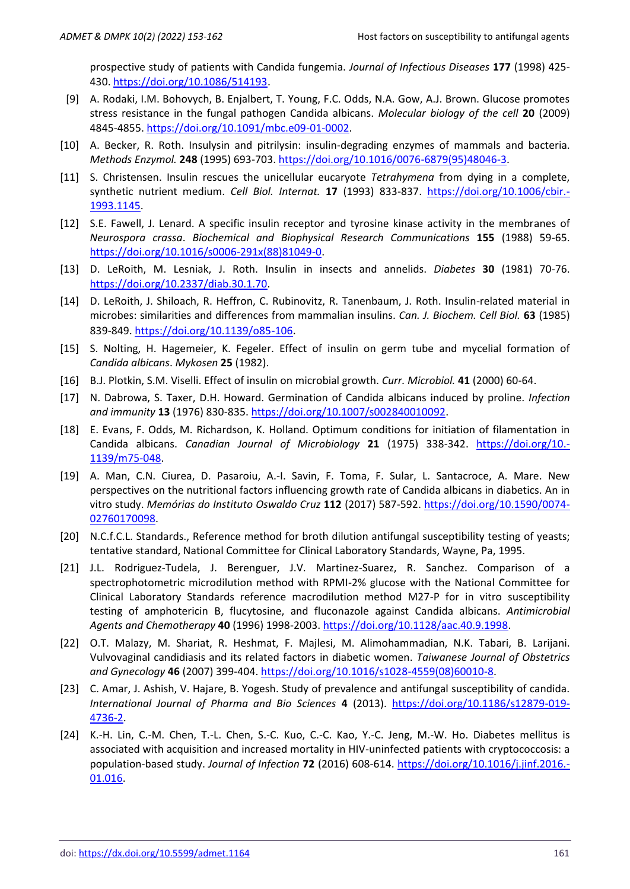prospective study of patients with Candida fungemia. *Journal of Infectious Diseases* **177** (1998) 425-430. https://doi.org/10.1086/514193.

[9] A. Rodaki, I.M. Bohovych, B. Enjalbert, T. Young, F.C. Odds, N.A. Gow, A.J. Brown. Glucose promotes stress resistance in the fungal pathogen Candida albicans. *Molecular biology of the cell* **20** (2009) 4845-4855. https://doi.org/10.1091/mbc.e09-01-0002.

[10] A. Becker, R. Roth. Insulysin and pitrilysin: insulin-degrading enzymes of mammals and bacteria. *Methods Enzymol.* **248** (1995) 693-703. https://doi.org/10.1016/0076-6879(95)48046-3.

[11] S. Christensen. Insulin rescues the unicellular eucaryote *Tetrahymena* from dying in a complete, synthetic nutrient medium. *Cell Biol. Internat.* **17** (1993) 833-837. https://doi.org/10.1006/cbir.-1993.1145.

[12] S.E. Fawell, J. Lenard. A specific insulin receptor and tyrosine kinase activity in the membranes of *Neurospora crassa*. *Biochemical and Biophysical Research Communications* **155** (1988) 59-65. https://doi.org/10.1016/s0006-291x(88)81049-0.

[13] D. LeRoith, M. Lesniak, J. Roth. Insulin in insects and annelids. *Diabetes* **30** (1981) 70-76. https://doi.org/10.2337/diab.30.1.70.

[14] D. LeRoith, J. Shiloach, R. Heffron, C. Rubinovitz, R. Tanenbaum, J. Roth. Insulin-related material in microbes: similarities and differences from mammalian insulins. *Can. J. Biochem. Cell Biol.* **63** (1985) 839-849. https://doi.org/10.1139/o85-106.

[15] S. Nolting, H. Hagemeier, K. Fegeler. Effect of insulin on germ tube and mycelial formation of *Candida albicans*. *Mykosen* **25** (1982).

[16] B.J. Plotkin, S.M. Viselli. Effect of insulin on microbial growth. *Curr. Microbiol.* **41** (2000) 60-64.

[17] N. Dabrowa, S. Taxer, D.H. Howard. Germination of Candida albicans induced by proline. *Infection and immunity* **13** (1976) 830-835. https://doi.org/10.1007/s002840010092.

[18] E. Evans, F. Odds, M. Richardson, K. Holland. Optimum conditions for initiation of filamentation in Candida albicans. *Canadian Journal of Microbiology* **21** (1975) 338-342. https://doi.org/10.-1139/m75-048.

[19] A. Man, C.N. Ciurea, D. Pasaroiu, A.-I. Savin, F. Toma, F. Sular, L. Santacroce, A. Mare. New perspectives on the nutritional factors influencing growth rate of Candida albicans in diabetics. An in vitro study. *Memórias do Instituto Oswaldo Cruz* **112** (2017) 587-592. https://doi.org/10.1590/0074-02760170098.

[20] N.C.f.C.L. Standards., Reference method for broth dilution antifungal susceptibility testing of yeasts; tentative standard, National Committee for Clinical Laboratory Standards, Wayne, Pa, 1995.

[21] J.L. Rodriguez-Tudela, J. Berenguer, J.V. Martinez-Suarez, R. Sanchez. Comparison of a spectrophotometric microdilution method with RPMI-2% glucose with the National Committee for Clinical Laboratory Standards reference macrodilution method M27-P for in vitro susceptibility testing of amphotericin B, flucytosine, and fluconazole against Candida albicans. *Antimicrobial Agents and Chemotherapy* **40** (1996) 1998-2003. https://doi.org/10.1128/aac.40.9.1998.

[22] O.T. Malazy, M. Shariat, R. Heshmat, F. Majlesi, M. Alimohammadian, N.K. Tabari, B. Larijani. Vulvovaginal candidiasis and its related factors in diabetic women. *Taiwanese Journal of Obstetrics and Gynecology* **46** (2007) 399-404. https://doi.org/10.1016/s1028-4559(08)60010-8.

[23] C. Amar, J. Ashish, V. Hajare, B. Yogesh. Study of prevalence and antifungal susceptibility of candida. *International Journal of Pharma and Bio Sciences* **4** (2013). https://doi.org/10.1186/s12879-019-4736-2.

[24] K.-H. Lin, C.-M. Chen, T.-L. Chen, S.-C. Kuo, C.-C. Kao, Y.-C. Jeng, M.-W. Ho. Diabetes mellitus is associated with acquisition and increased mortality in HIV-uninfected patients with cryptococcosis: a population-based study. *Journal of Infection* **72** (2016) 608-614. https://doi.org/10.1016/j.jinf.2016.-01.016.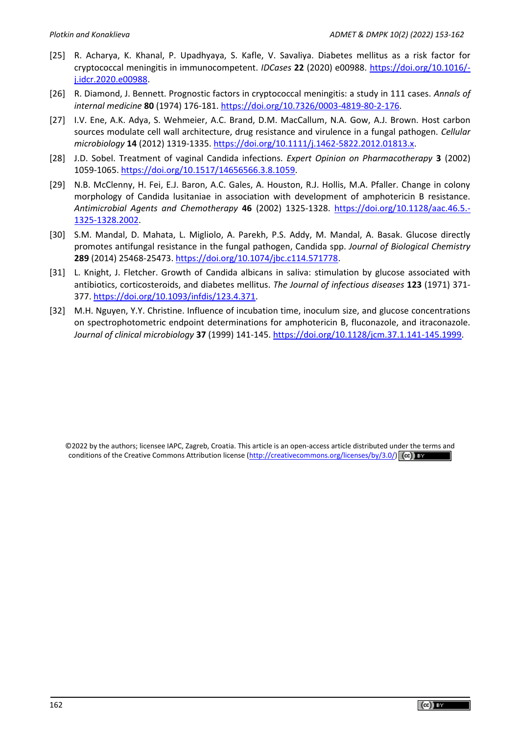[25] R. Acharya, K. Khanal, P. Upadhyaya, S. Kafle, V. Savaliya. Diabetes mellitus as a risk factor for cryptococcal meningitis in immunocompetent. *IDCases* **22** (2020) e00988. https://doi.org/10.1016/j.idcr.2020.e00988.

[26] R. Diamond, J. Bennett. Prognostic factors in cryptococcal meningitis: a study in 111 cases. *Annals of internal medicine* **80** (1974) 176-181. https://doi.org/10.7326/0003-4819-80-2-176.

[27] I.V. Ene, A.K. Adya, S. Wehmeier, A.C. Brand, D.M. MacCallum, N.A. Gow, A.J. Brown. Host carbon sources modulate cell wall architecture, drug resistance and virulence in a fungal pathogen. *Cellular microbiology* **14** (2012) 1319-1335. https://doi.org/10.1111/j.1462-5822.2012.01813.x.

[28] J.D. Sobel. Treatment of vaginal Candida infections. *Expert Opinion on Pharmacotherapy* **3** (2002) 1059-1065. https://doi.org/10.1517/14656566.3.8.1059.

[29] N.B. McClenny, H. Fei, E.J. Baron, A.C. Gales, A. Houston, R.J. Hollis, M.A. Pfaller. Change in colony morphology of Candida lusitaniae in association with development of amphotericin B resistance. *Antimicrobial Agents and Chemotherapy* **46** (2002) 1325-1328. https://doi.org/10.1128/aac.46.5.1325-1328.2002.

[30] S.M. Mandal, D. Mahata, L. Migliolo, A. Parekh, P.S. Addy, M. Mandal, A. Basak. Glucose directly promotes antifungal resistance in the fungal pathogen, Candida spp. *Journal of Biological Chemistry* **289** (2014) 25468-25473. https://doi.org/10.1074/jbc.c114.571778.

[31] L. Knight, J. Fletcher. Growth of Candida albicans in saliva: stimulation by glucose associated with antibiotics, corticosteroids, and diabetes mellitus. *The Journal of infectious diseases* **123** (1971) 371-377. https://doi.org/10.1093/infdis/123.4.371.

[32] M.H. Nguyen, Y.Y. Christine. Influence of incubation time, inoculum size, and glucose concentrations on spectrophotometric endpoint determinations for amphotericin B, fluconazole, and itraconazole. *Journal of clinical microbiology* **37** (1999) 141-145. https://doi.org/10.1128/jcm.37.1.141-145.1999.

©2022 by the authors; licensee IAPC, Zagreb, Croatia. This article is an open-access article distributed under the terms and conditions of the Creative Commons Attribution license (http://creativecommons.org/licenses/by/3.0/)